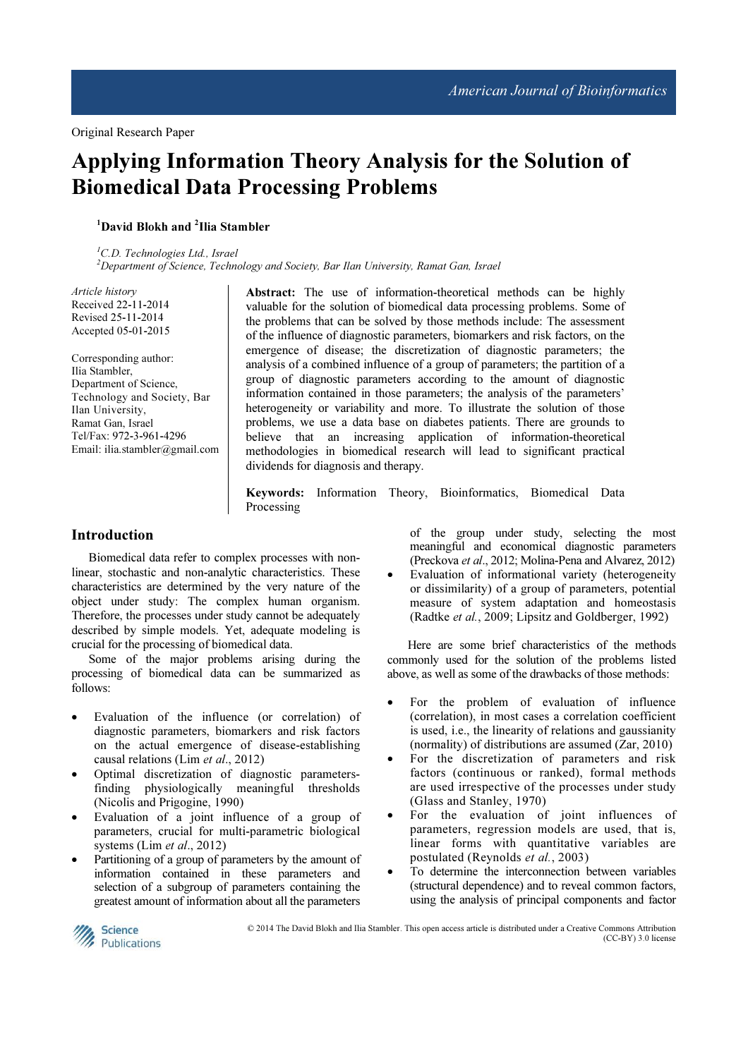Original Research Paper

# Applying Information Theory Analysis for the Solution of Biomedical Data Processing Problems

[1]David Blokh and [2]Ilia Stambler

[1]*C.D. Technologies Ltd., Israel*
[2]*Department of Science, Technology and Society, Bar Ilan University, Ramat Gan, Israel*

*Article history*
Received 22-11-2014
Revised 25-11-2014
Accepted 05-01-2015

Corresponding author:
Ilia Stambler,
Department of Science, Technology and Society, Bar Ilan University,
Ramat Gan, Israel
Tel/Fax: 972-3-961-4296
Email: ilia.stambler@gmail.com

**Abstract:** The use of information-theoretical methods can be highly valuable for the solution of biomedical data processing problems. Some of the problems that can be solved by those methods include: The assessment of the influence of diagnostic parameters, biomarkers and risk factors, on the emergence of disease; the discretization of diagnostic parameters; the analysis of a combined influence of a group of parameters; the partition of a group of diagnostic parameters according to the amount of diagnostic information contained in those parameters; the analysis of the parameters' heterogeneity or variability and more. To illustrate the solution of those problems, we use a data base on diabetes patients. There are grounds to believe that an increasing application of information-theoretical methodologies in biomedical research will lead to significant practical dividends for diagnosis and therapy.

**Keywords:** Information Theory, Bioinformatics, Biomedical Data Processing

## Introduction

Biomedical data refer to complex processes with non-linear, stochastic and non-analytic characteristics. These characteristics are determined by the very nature of the object under study: The complex human organism. Therefore, the processes under study cannot be adequately described by simple models. Yet, adequate modeling is crucial for the processing of biomedical data.

Some of the major problems arising during the processing of biomedical data can be summarized as follows:

- Evaluation of the influence (or correlation) of diagnostic parameters, biomarkers and risk factors on the actual emergence of disease-establishing causal relations (Lim *et al*., 2012)
- Optimal discretization of diagnostic parameters-finding physiologically meaningful thresholds (Nicolis and Prigogine, 1990)
- Evaluation of a joint influence of a group of parameters, crucial for multi-parametric biological systems (Lim *et al*., 2012)
- Partitioning of a group of parameters by the amount of information contained in these parameters and selection of a subgroup of parameters containing the greatest amount of information about all the parameters of the group under study, selecting the most meaningful and economical diagnostic parameters (Preckova *et al*., 2012; Molina-Pena and Alvarez, 2012)
- Evaluation of informational variety (heterogeneity or dissimilarity) of a group of parameters, potential measure of system adaptation and homeostasis (Radtke *et al.*, 2009; Lipsitz and Goldberger, 1992)

Here are some brief characteristics of the methods commonly used for the solution of the problems listed above, as well as some of the drawbacks of those methods:

- For the problem of evaluation of influence (correlation), in most cases a correlation coefficient is used, i.e., the linearity of relations and gaussianity (normality) of distributions are assumed (Zar, 2010)
- For the discretization of parameters and risk factors (continuous or ranked), formal methods are used irrespective of the processes under study (Glass and Stanley, 1970)
- For the evaluation of joint influences of parameters, regression models are used, that is, linear forms with quantitative variables are postulated (Reynolds *et al.*, 2003)
- To determine the interconnection between variables (structural dependence) and to reveal common factors, using the analysis of principal components and factor

© 2014 The David Blokh and Ilia Stambler. This open access article is distributed under a Creative Commons Attribution (CC-BY) 3.0 license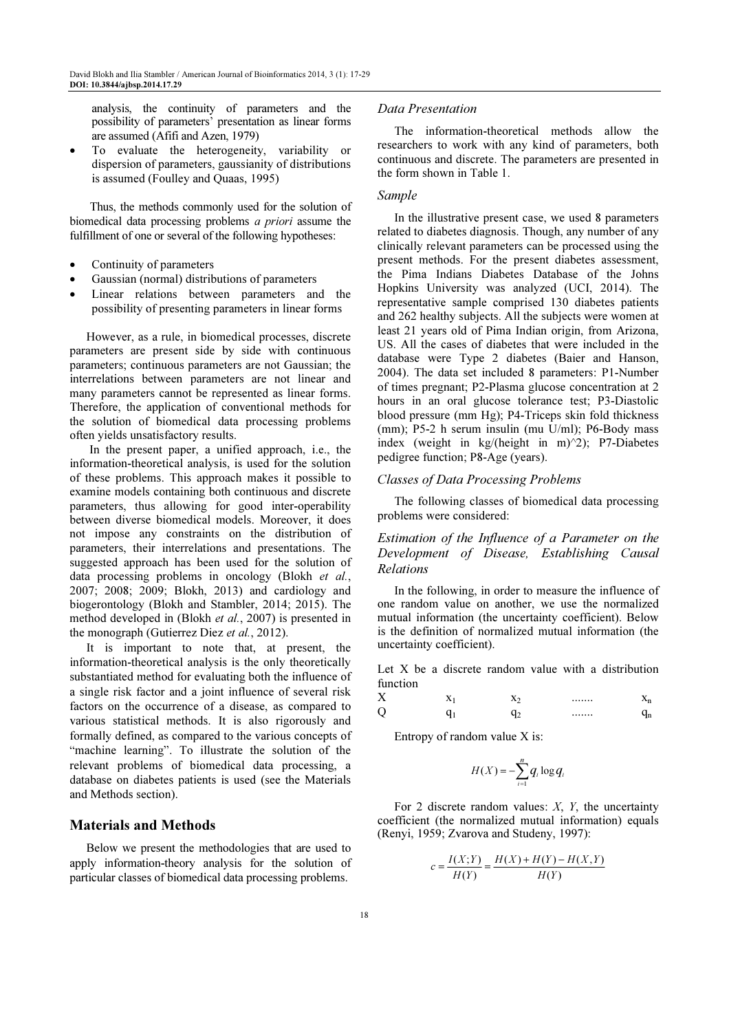analysis, the continuity of parameters and the possibility of parameters' presentation as linear forms are assumed (Afifi and Azen, 1979)

- To evaluate the heterogeneity, variability or dispersion of parameters, gaussianity of distributions is assumed (Foulley and Quaas, 1995)

Thus, the methods commonly used for the solution of biomedical data processing problems *a priori* assume the fulfillment of one or several of the following hypotheses:

- Continuity of parameters
- Gaussian (normal) distributions of parameters
- Linear relations between parameters and the possibility of presenting parameters in linear forms

However, as a rule, in biomedical processes, discrete parameters are present side by side with continuous parameters; continuous parameters are not Gaussian; the interrelations between parameters are not linear and many parameters cannot be represented as linear forms. Therefore, the application of conventional methods for the solution of biomedical data processing problems often yields unsatisfactory results.

In the present paper, a unified approach, i.e., the information-theoretical analysis, is used for the solution of these problems. This approach makes it possible to examine models containing both continuous and discrete parameters, thus allowing for good inter-operability between diverse biomedical models. Moreover, it does not impose any constraints on the distribution of parameters, their interrelations and presentations. The suggested approach has been used for the solution of data processing problems in oncology (Blokh *et al.*, 2007; 2008; 2009; Blokh, 2013) and cardiology and biogerontology (Blokh and Stambler, 2014; 2015). The method developed in (Blokh *et al.*, 2007) is presented in the monograph (Gutierrez Diez *et al.*, 2012).

It is important to note that, at present, the information-theoretical analysis is the only theoretically substantiated method for evaluating both the influence of a single risk factor and a joint influence of several risk factors on the occurrence of a disease, as compared to various statistical methods. It is also rigorously and formally defined, as compared to the various concepts of "machine learning". To illustrate the solution of the relevant problems of biomedical data processing, a database on diabetes patients is used (see the Materials and Methods section).

## Materials and Methods

Below we present the methodologies that are used to apply information-theory analysis for the solution of particular classes of biomedical data processing problems.

### *Data Presentation*

The information-theoretical methods allow the researchers to work with any kind of parameters, both continuous and discrete. The parameters are presented in the form shown in Table 1.

### *Sample*

In the illustrative present case, we used 8 parameters related to diabetes diagnosis. Though, any number of any clinically relevant parameters can be processed using the present methods. For the present diabetes assessment, the Pima Indians Diabetes Database of the Johns Hopkins University was analyzed (UCI, 2014). The representative sample comprised 130 diabetes patients and 262 healthy subjects. All the subjects were women at least 21 years old of Pima Indian origin, from Arizona, US. All the cases of diabetes that were included in the database were Type 2 diabetes (Baier and Hanson, 2004). The data set included 8 parameters: P1-Number of times pregnant; P2-Plasma glucose concentration at 2 hours in an oral glucose tolerance test; P3-Diastolic blood pressure (mm Hg); P4-Triceps skin fold thickness (mm); P5-2 h serum insulin (mu U/ml); P6-Body mass index (weight in kg/(height in m)^2); P7-Diabetes pedigree function; P8-Age (years).

### *Classes of Data Processing Problems*

The following classes of biomedical data processing problems were considered:

### *Estimation of the Influence of a Parameter on the Development of Disease, Establishing Causal Relations*

In the following, in order to measure the influence of one random value on another, we use the normalized mutual information (the uncertainty coefficient). Below is the definition of normalized mutual information (the uncertainty coefficient).

Let X be a discrete random value with a distribution function

| X | $x_1$ | $x_2$ | ....... | $x_n$ |
|---|---|---|---|---|
| Q | $q_1$ | $q_2$ | ....... | $q_n$ |

Entropy of random value X is:

$$H(X) = -\sum_{i=1}^{n} q_i \log q_i$$

For 2 discrete random values: *X*, *Y*, the uncertainty coefficient (the normalized mutual information) equals (Renyi, 1959; Zvarova and Studeny, 1997):

$$c = \frac{I(X;Y)}{H(Y)} = \frac{H(X) + H(Y) - H(X,Y)}{H(Y)}$$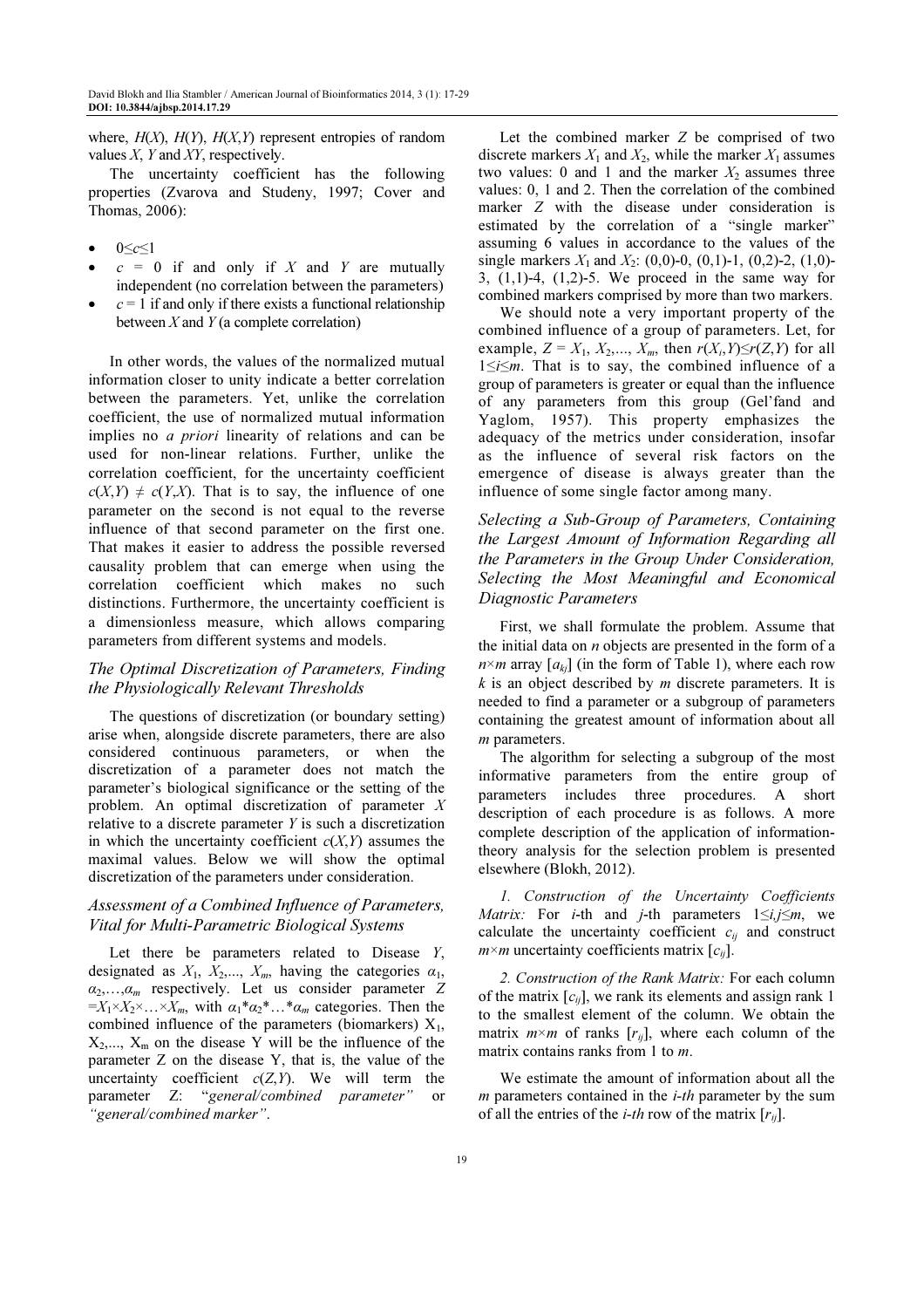where, $H(X)$, $H(Y)$, $H(X,Y)$ represent entropies of random values $X$, $Y$ and $XY$, respectively.

The uncertainty coefficient has the following properties (Zvarova and Studeny, 1997; Cover and Thomas, 2006):

- $0 \leq c \leq 1$
- $c = 0$ if and only if $X$ and $Y$ are mutually independent (no correlation between the parameters)
- $c = 1$ if and only if there exists a functional relationship between $X$ and $Y$ (a complete correlation)

In other words, the values of the normalized mutual information closer to unity indicate a better correlation between the parameters. Yet, unlike the correlation coefficient, the use of normalized mutual information implies no *a priori* linearity of relations and can be used for non-linear relations. Further, unlike the correlation coefficient, for the uncertainty coefficient $c(X,Y) \neq c(Y,X)$. That is to say, the influence of one parameter on the second is not equal to the reverse influence of that second parameter on the first one. That makes it easier to address the possible reversed causality problem that can emerge when using the correlation coefficient which makes no such distinctions. Furthermore, the uncertainty coefficient is a dimensionless measure, which allows comparing parameters from different systems and models.

### *The Optimal Discretization of Parameters, Finding the Physiologically Relevant Thresholds*

The questions of discretization (or boundary setting) arise when, alongside discrete parameters, there are also considered continuous parameters, or when the discretization of a parameter does not match the parameter's biological significance or the setting of the problem. An optimal discretization of parameter $X$ relative to a discrete parameter $Y$ is such a discretization in which the uncertainty coefficient $c(X,Y)$ assumes the maximal values. Below we will show the optimal discretization of the parameters under consideration.

### *Assessment of a Combined Influence of Parameters, Vital for Multi-Parametric Biological Systems*

Let there be parameters related to Disease $Y$, designated as $X_1$, $X_2$,..., $X_m$, having the categories $\alpha_1$, $\alpha_2$,…,$\alpha_m$ respectively. Let us consider parameter $Z = X_1 \times X_2 \times \ldots \times X_m$, with $\alpha_1 * \alpha_2 * \ldots * \alpha_m$ categories. Then the combined influence of the parameters (biomarkers) $X_1$, $X_2$,..., $X_m$ on the disease Y will be the influence of the parameter Z on the disease Y, that is, the value of the uncertainty coefficient $c(Z,Y)$. We will term the parameter Z: "*general/combined parameter*" or *"general/combined marker"*.

Let the combined marker $Z$ be comprised of two discrete markers $X_1$ and $X_2$, while the marker $X_1$ assumes two values: 0 and 1 and the marker $X_2$ assumes three values: 0, 1 and 2. Then the correlation of the combined marker $Z$ with the disease under consideration is estimated by the correlation of a "single marker" assuming 6 values in accordance to the values of the single markers $X_1$ and $X_2$: (0,0)-0, (0,1)-1, (0,2)-2, (1,0)-3, (1,1)-4, (1,2)-5. We proceed in the same way for combined markers comprised by more than two markers.

We should note a very important property of the combined influence of a group of parameters. Let, for example, $Z = X_1$, $X_2$,..., $X_m$, then $r(X_i,Y) \leq r(Z,Y)$ for all $1 \leq i \leq m$. That is to say, the combined influence of a group of parameters is greater or equal than the influence of any parameters from this group (Gel'fand and Yaglom, 1957). This property emphasizes the adequacy of the metrics under consideration, insofar as the influence of several risk factors on the emergence of disease is always greater than the influence of some single factor among many.

### *Selecting a Sub-Group of Parameters, Containing the Largest Amount of Information Regarding all the Parameters in the Group Under Consideration, Selecting the Most Meaningful and Economical Diagnostic Parameters*

First, we shall formulate the problem. Assume that the initial data on $n$ objects are presented in the form of a $n \times m$ array $[a_{kj}]$ (in the form of Table 1), where each row $k$ is an object described by $m$ discrete parameters. It is needed to find a parameter or a subgroup of parameters containing the greatest amount of information about all $m$ parameters.

The algorithm for selecting a subgroup of the most informative parameters from the entire group of parameters includes three procedures. A short description of each procedure is as follows. A more complete description of the application of information-theory analysis for the selection problem is presented elsewhere (Blokh, 2012).

*1. Construction of the Uncertainty Coefficients Matrix:* For $i$-th and $j$-th parameters $1 \leq i,j \leq m$, we calculate the uncertainty coefficient $c_{ij}$ and construct $m \times m$ uncertainty coefficients matrix $[c_{ij}]$.

*2. Construction of the Rank Matrix:* For each column of the matrix $[c_{ij}]$, we rank its elements and assign rank 1 to the smallest element of the column. We obtain the matrix $m \times m$ of ranks $[r_{ij}]$, where each column of the matrix contains ranks from 1 to $m$.

We estimate the amount of information about all the $m$ parameters contained in the $i$*-th* parameter by the sum of all the entries of the $i$*-th* row of the matrix $[r_{ij}]$.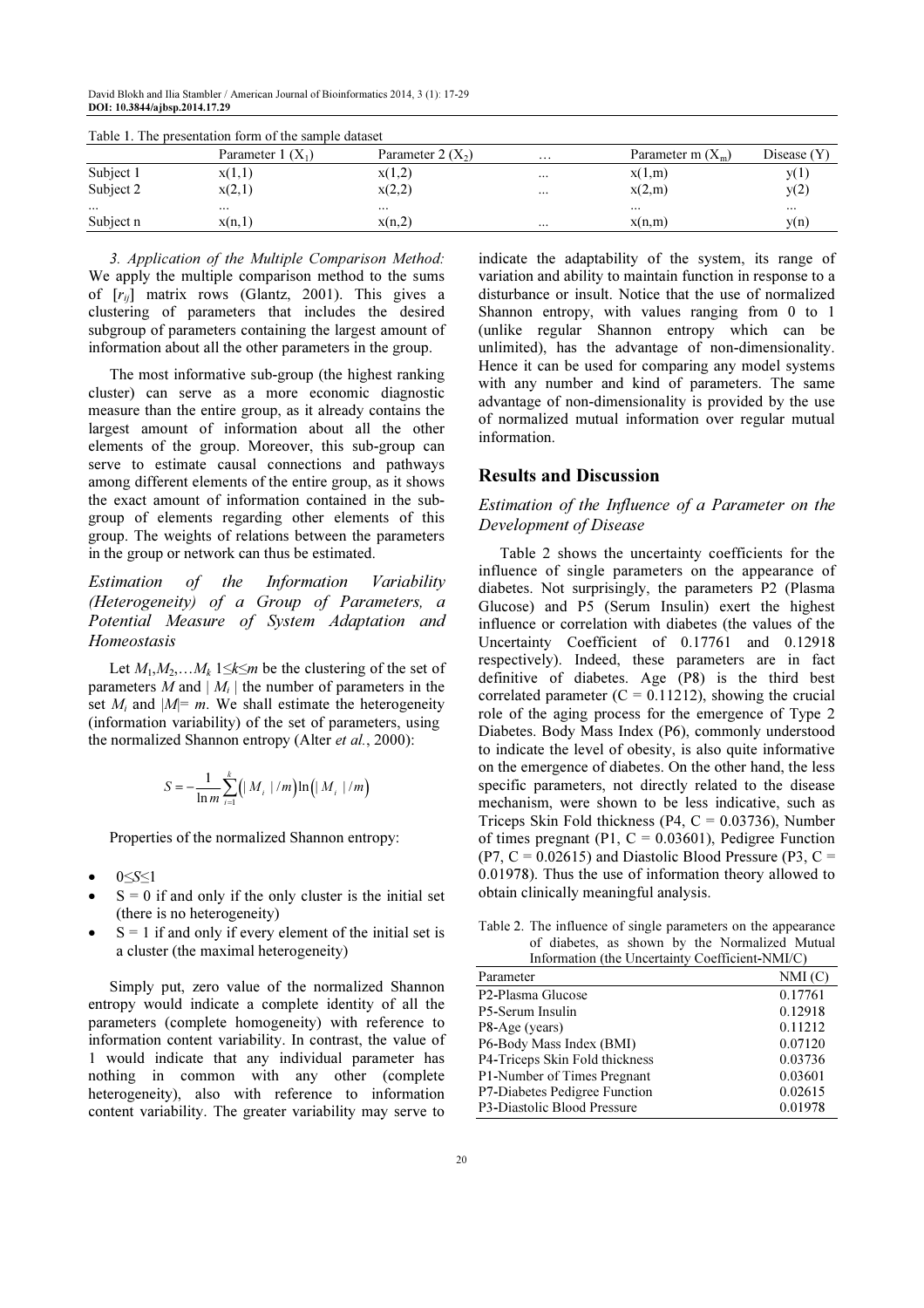Table 1. The presentation form of the sample dataset

| | Parameter 1 ($X_1$) | Parameter 2 ($X_2$) | … | Parameter m ($X_m$) | Disease (Y) |
|---|---|---|---|---|---|
| Subject 1 | x(1,1) | x(1,2) | … | x(1,m) | y(1) |
| Subject 2 | x(2,1) | x(2,2) | … | x(2,m) | y(2) |
| … | … | … | | … | … |
| Subject n | x(n,1) | x(n,2) | … | x(n,m) | y(n) |

*3. Application of the Multiple Comparison Method:* We apply the multiple comparison method to the sums of $[r_{ij}]$ matrix rows (Glantz, 2001). This gives a clustering of parameters that includes the desired subgroup of parameters containing the largest amount of information about all the other parameters in the group.

The most informative sub-group (the highest ranking cluster) can serve as a more economic diagnostic measure than the entire group, as it already contains the largest amount of information about all the other elements of the group. Moreover, this sub-group can serve to estimate causal connections and pathways among different elements of the entire group, as it shows the exact amount of information contained in the sub-group of elements regarding other elements of this group. The weights of relations between the parameters in the group or network can thus be estimated.

### *Estimation of the Information Variability (Heterogeneity) of a Group of Parameters, a Potential Measure of System Adaptation and Homeostasis*

Let $M_1, M_2, \ldots M_k$ $1 \leq k \leq m$ be the clustering of the set of parameters $M$ and $|M_i|$ the number of parameters in the set $M_i$ and $|M| = m$. We shall estimate the heterogeneity (information variability) of the set of parameters, using the normalized Shannon entropy (Alter *et al.*, 2000):

$$S = -\frac{1}{\ln m}\sum_{i=1}^{k}\left(|M_i|/m\right)\ln\left(|M_i|/m\right)$$

Properties of the normalized Shannon entropy:

- $0 \leq S \leq 1$
- $S = 0$ if and only if the only cluster is the initial set (there is no heterogeneity)
- $S = 1$ if and only if every element of the initial set is a cluster (the maximal heterogeneity)

Simply put, zero value of the normalized Shannon entropy would indicate a complete identity of all the parameters (complete homogeneity) with reference to information content variability. In contrast, the value of 1 would indicate that any individual parameter has nothing in common with any other (complete heterogeneity), also with reference to information content variability. The greater variability may serve to indicate the adaptability of the system, its range of variation and ability to maintain function in response to a disturbance or insult. Notice that the use of normalized Shannon entropy, with values ranging from 0 to 1 (unlike regular Shannon entropy which can be unlimited), has the advantage of non-dimensionality. Hence it can be used for comparing any model systems with any number and kind of parameters. The same advantage of non-dimensionality is provided by the use of normalized mutual information over regular mutual information.

## Results and Discussion

### *Estimation of the Influence of a Parameter on the Development of Disease*

Table 2 shows the uncertainty coefficients for the influence of single parameters on the appearance of diabetes. Not surprisingly, the parameters P2 (Plasma Glucose) and P5 (Serum Insulin) exert the highest influence or correlation with diabetes (the values of the Uncertainty Coefficient of 0.17761 and 0.12918 respectively). Indeed, these parameters are in fact definitive of diabetes. Age (P8) is the third best correlated parameter (C = 0.11212), showing the crucial role of the aging process for the emergence of Type 2 Diabetes. Body Mass Index (P6), commonly understood to indicate the level of obesity, is also quite informative on the emergence of diabetes. On the other hand, the less specific parameters, not directly related to the disease mechanism, were shown to be less indicative, such as Triceps Skin Fold thickness (P4, C = 0.03736), Number of times pregnant (P1, C = 0.03601), Pedigree Function (P7, C = 0.02615) and Diastolic Blood Pressure (P3, C = 0.01978). Thus the use of information theory allowed to obtain clinically meaningful analysis.

Table 2. The influence of single parameters on the appearance of diabetes, as shown by the Normalized Mutual Information (the Uncertainty Coefficient-NMI/C)

| Parameter | NMI (C) |
|---|---|
| P2-Plasma Glucose | 0.17761 |
| P5-Serum Insulin | 0.12918 |
| P8-Age (years) | 0.11212 |
| P6-Body Mass Index (BMI) | 0.07120 |
| P4-Triceps Skin Fold thickness | 0.03736 |
| P1-Number of Times Pregnant | 0.03601 |
| P7-Diabetes Pedigree Function | 0.02615 |
| P3-Diastolic Blood Pressure | 0.01978 |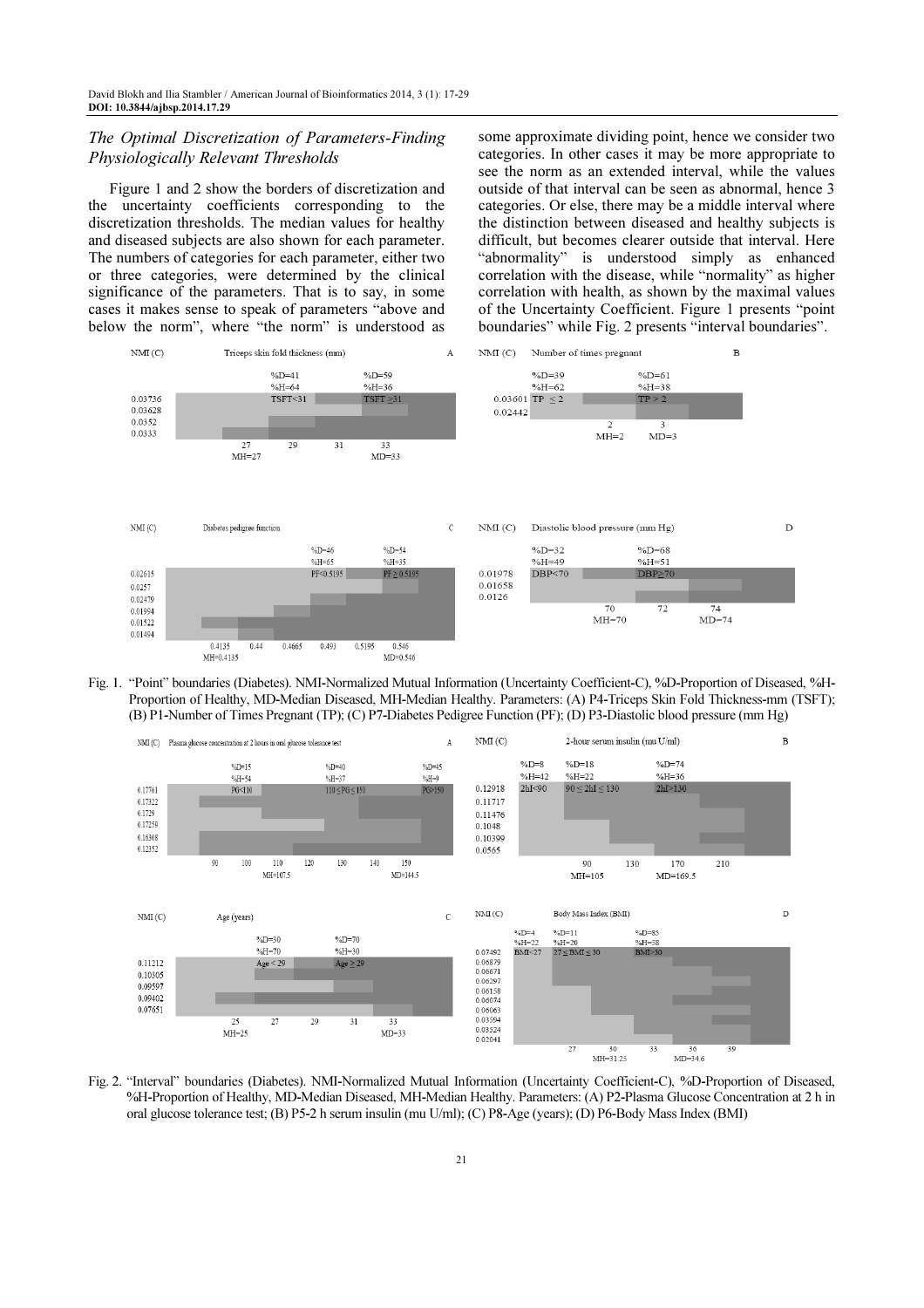## The Optimal Discretization of Parameters-Finding Physiologically Relevant Thresholds

Figure 1 and 2 show the borders of discretization and the uncertainty coefficients corresponding to the discretization thresholds. The median values for healthy and diseased subjects are also shown for each parameter. The numbers of categories for each parameter, either two or three categories, were determined by the clinical significance of the parameters. That is to say, in some cases it makes sense to speak of parameters "above and below the norm", where "the norm" is understood as some approximate dividing point, hence we consider two categories. In other cases it may be more appropriate to see the norm as an extended interval, while the values outside of that interval can be seen as abnormal, hence 3 categories. Or else, there may be a middle interval where the distinction between diseased and healthy subjects is difficult, but becomes clearer outside that interval. Here "abnormality" is understood simply as enhanced correlation with the disease, while "normality" as higher correlation with health, as shown by the maximal values of the Uncertainty Coefficient. Figure 1 presents "point boundaries" while Fig. 2 presents "interval boundaries".

Fig. 1. "Point" boundaries (Diabetes). NMI-Normalized Mutual Information (Uncertainty Coefficient-C), %D-Proportion of Diseased, %H-Proportion of Healthy, MD-Median Diseased, MH-Median Healthy. Parameters: (A) P4-Triceps Skin Fold Thickness-mm (TSFT); (B) P1-Number of Times Pregnant (TP); (C) P7-Diabetes Pedigree Function (PF); (D) P3-Diastolic blood pressure (mm Hg)

Fig. 2. "Interval" boundaries (Diabetes). NMI-Normalized Mutual Information (Uncertainty Coefficient-C), %D-Proportion of Diseased, %H-Proportion of Healthy, MD-Median Diseased, MH-Median Healthy. Parameters: (A) P2-Plasma Glucose Concentration at 2 h in oral glucose tolerance test; (B) P5-2 h serum insulin (mu U/ml); (C) P8-Age (years); (D) P6-Body Mass Index (BMI)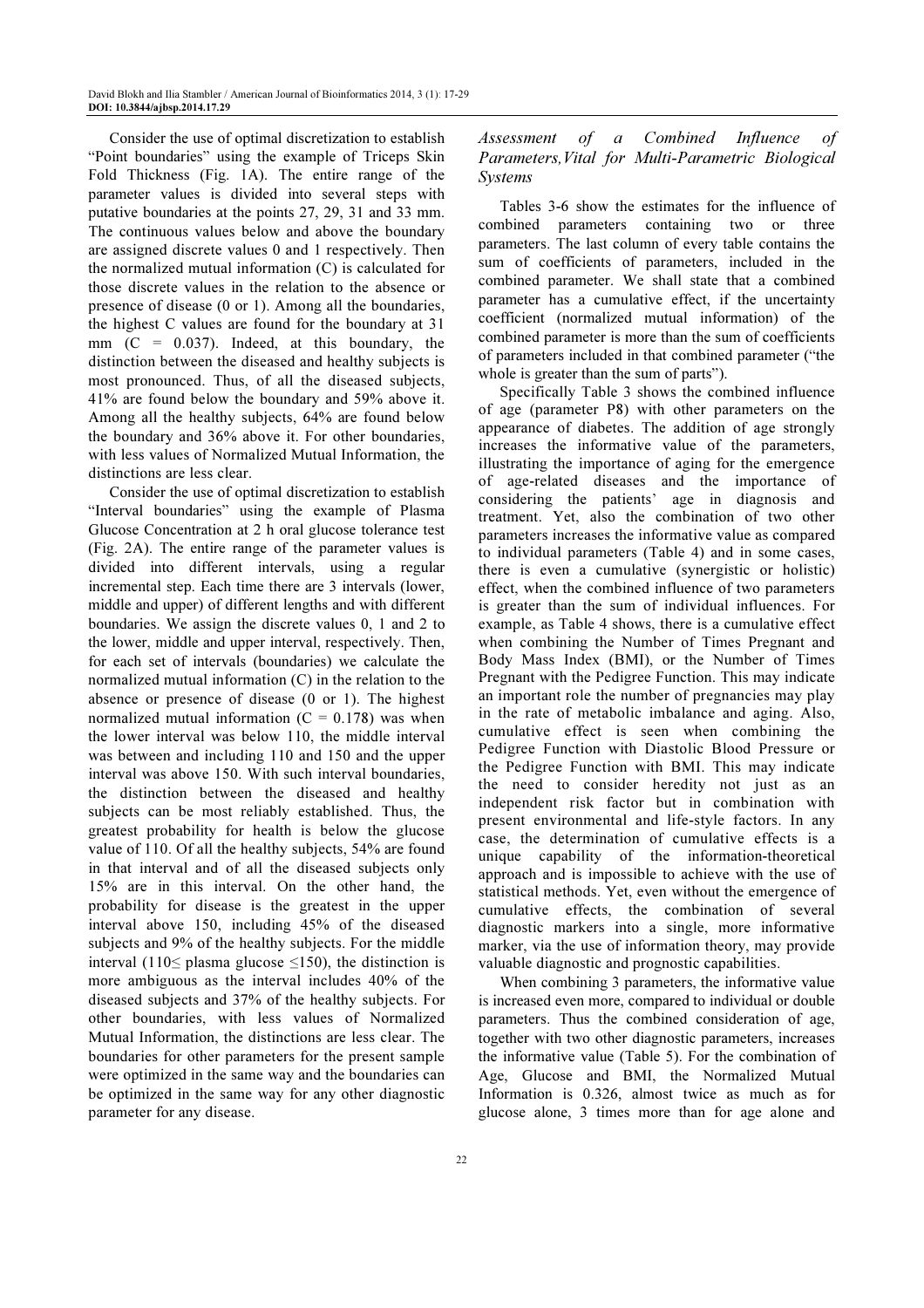Consider the use of optimal discretization to establish "Point boundaries" using the example of Triceps Skin Fold Thickness (Fig. 1A). The entire range of the parameter values is divided into several steps with putative boundaries at the points 27, 29, 31 and 33 mm. The continuous values below and above the boundary are assigned discrete values 0 and 1 respectively. Then the normalized mutual information (C) is calculated for those discrete values in the relation to the absence or presence of disease (0 or 1). Among all the boundaries, the highest C values are found for the boundary at 31 mm (C = 0.037). Indeed, at this boundary, the distinction between the diseased and healthy subjects is most pronounced. Thus, of all the diseased subjects, 41% are found below the boundary and 59% above it. Among all the healthy subjects, 64% are found below the boundary and 36% above it. For other boundaries, with less values of Normalized Mutual Information, the distinctions are less clear.

Consider the use of optimal discretization to establish "Interval boundaries" using the example of Plasma Glucose Concentration at 2 h oral glucose tolerance test (Fig. 2A). The entire range of the parameter values is divided into different intervals, using a regular incremental step. Each time there are 3 intervals (lower, middle and upper) of different lengths and with different boundaries. We assign the discrete values 0, 1 and 2 to the lower, middle and upper interval, respectively. Then, for each set of intervals (boundaries) we calculate the normalized mutual information (C) in the relation to the absence or presence of disease (0 or 1). The highest normalized mutual information (C = 0.178) was when the lower interval was below 110, the middle interval was between and including 110 and 150 and the upper interval was above 150. With such interval boundaries, the distinction between the diseased and healthy subjects can be most reliably established. Thus, the greatest probability for health is below the glucose value of 110. Of all the healthy subjects, 54% are found in that interval and of all the diseased subjects only 15% are in this interval. On the other hand, the probability for disease is the greatest in the upper interval above 150, including 45% of the diseased subjects and 9% of the healthy subjects. For the middle interval (110≤ plasma glucose ≤150), the distinction is more ambiguous as the interval includes 40% of the diseased subjects and 37% of the healthy subjects. For other boundaries, with less values of Normalized Mutual Information, the distinctions are less clear. The boundaries for other parameters for the present sample were optimized in the same way and the boundaries can be optimized in the same way for any other diagnostic parameter for any disease.

### *Assessment of a Combined Influence of Parameters, Vital for Multi-Parametric Biological Systems*

Tables 3-6 show the estimates for the influence of combined parameters containing two or three parameters. The last column of every table contains the sum of coefficients of parameters, included in the combined parameter. We shall state that a combined parameter has a cumulative effect, if the uncertainty coefficient (normalized mutual information) of the combined parameter is more than the sum of coefficients of parameters included in that combined parameter ("the whole is greater than the sum of parts").

Specifically Table 3 shows the combined influence of age (parameter P8) with other parameters on the appearance of diabetes. The addition of age strongly increases the informative value of the parameters, illustrating the importance of aging for the emergence of age-related diseases and the importance of considering the patients' age in diagnosis and treatment. Yet, also the combination of two other parameters increases the informative value as compared to individual parameters (Table 4) and in some cases, there is even a cumulative (synergistic or holistic) effect, when the combined influence of two parameters is greater than the sum of individual influences. For example, as Table 4 shows, there is a cumulative effect when combining the Number of Times Pregnant and Body Mass Index (BMI), or the Number of Times Pregnant with the Pedigree Function. This may indicate an important role the number of pregnancies may play in the rate of metabolic imbalance and aging. Also, cumulative effect is seen when combining the Pedigree Function with Diastolic Blood Pressure or the Pedigree Function with BMI. This may indicate the need to consider heredity not just as an independent risk factor but in combination with present environmental and life-style factors. In any case, the determination of cumulative effects is a unique capability of the information-theoretical approach and is impossible to achieve with the use of statistical methods. Yet, even without the emergence of cumulative effects, the combination of several diagnostic markers into a single, more informative marker, via the use of information theory, may provide valuable diagnostic and prognostic capabilities.

When combining 3 parameters, the informative value is increased even more, compared to individual or double parameters. Thus the combined consideration of age, together with two other diagnostic parameters, increases the informative value (Table 5). For the combination of Age, Glucose and BMI, the Normalized Mutual Information is 0.326, almost twice as much as for glucose alone, 3 times more than for age alone and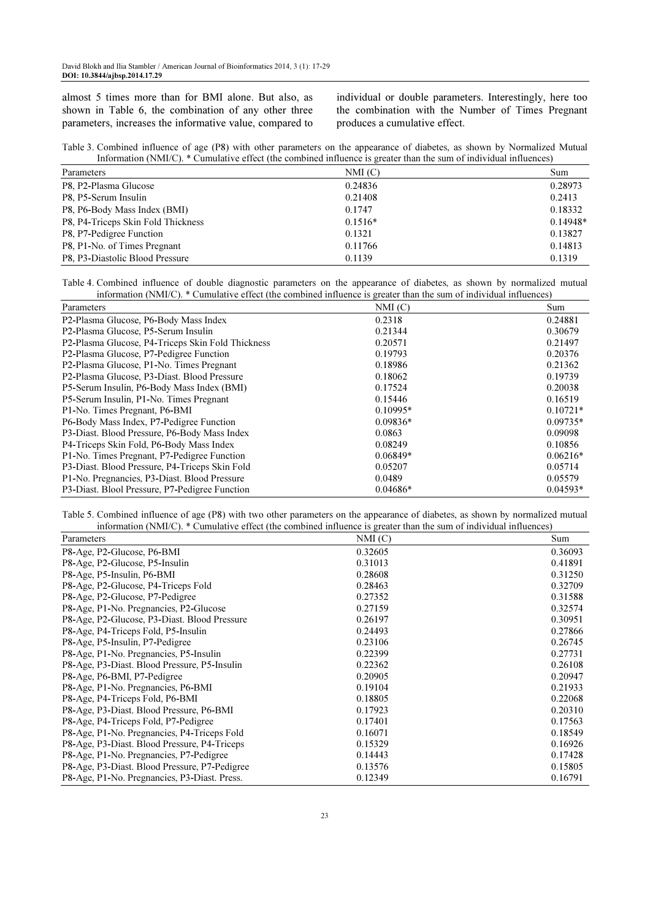almost 5 times more than for BMI alone. But also, as shown in Table 6, the combination of any other three parameters, increases the informative value, compared to individual or double parameters. Interestingly, here too the combination with the Number of Times Pregnant produces a cumulative effect.

Table 3. Combined influence of age (P8) with other parameters on the appearance of diabetes, as shown by Normalized Mutual Information (NMI/C). * Cumulative effect (the combined influence is greater than the sum of individual influences)

| Parameters | NMI (C) | Sum |
|---|---|---|
| P8, P2-Plasma Glucose | 0.24836 | 0.28973 |
| P8, P5-Serum Insulin | 0.21408 | 0.2413 |
| P8, P6-Body Mass Index (BMI) | 0.1747 | 0.18332 |
| P8, P4-Triceps Skin Fold Thickness | 0.1516* | 0.14948* |
| P8, P7-Pedigree Function | 0.1321 | 0.13827 |
| P8, P1-No. of Times Pregnant | 0.11766 | 0.14813 |
| P8, P3-Diastolic Blood Pressure | 0.1139 | 0.1319 |

Table 4. Combined influence of double diagnostic parameters on the appearance of diabetes, as shown by normalized mutual information (NMI/C). * Cumulative effect (the combined influence is greater than the sum of individual influences)

| Parameters | NMI (C) | Sum |
|---|---|---|
| P2-Plasma Glucose, P6-Body Mass Index | 0.2318 | 0.24881 |
| P2-Plasma Glucose, P5-Serum Insulin | 0.21344 | 0.30679 |
| P2-Plasma Glucose, P4-Triceps Skin Fold Thickness | 0.20571 | 0.21497 |
| P2-Plasma Glucose, P7-Pedigree Function | 0.19793 | 0.20376 |
| P2-Plasma Glucose, P1-No. Times Pregnant | 0.18986 | 0.21362 |
| P2-Plasma Glucose, P3-Diast. Blood Pressure | 0.18062 | 0.19739 |
| P5-Serum Insulin, P6-Body Mass Index (BMI) | 0.17524 | 0.20038 |
| P5-Serum Insulin, P1-No. Times Pregnant | 0.15446 | 0.16519 |
| P1-No. Times Pregnant, P6-BMI | 0.10995* | 0.10721* |
| P6-Body Mass Index, P7-Pedigree Function | 0.09836* | 0.09735* |
| P3-Diast. Blood Pressure, P6-Body Mass Index | 0.0863 | 0.09098 |
| P4-Triceps Skin Fold, P6-Body Mass Index | 0.08249 | 0.10856 |
| P1-No. Times Pregnant, P7-Pedigree Function | 0.06849* | 0.06216* |
| P3-Diast. Blood Pressure, P4-Triceps Skin Fold | 0.05207 | 0.05714 |
| P1-No. Pregnancies, P3-Diast. Blood Pressure | 0.0489 | 0.05579 |
| P3-Diast. Blool Pressure, P7-Pedigree Function | 0.04686* | 0.04593* |

Table 5. Combined influence of age (P8) with two other parameters on the appearance of diabetes, as shown by normalized mutual information (NMI/C). * Cumulative effect (the combined influence is greater than the sum of individual influences)

| Parameters | NMI (C) | Sum |
|---|---|---|
| P8-Age, P2-Glucose, P6-BMI | 0.32605 | 0.36093 |
| P8-Age, P2-Glucose, P5-Insulin | 0.31013 | 0.41891 |
| P8-Age, P5-Insulin, P6-BMI | 0.28608 | 0.31250 |
| P8-Age, P2-Glucose, P4-Triceps Fold | 0.28463 | 0.32709 |
| P8-Age, P2-Glucose, P7-Pedigree | 0.27352 | 0.31588 |
| P8-Age, P1-No. Pregnancies, P2-Glucose | 0.27159 | 0.32574 |
| P8-Age, P2-Glucose, P3-Diast. Blood Pressure | 0.26197 | 0.30951 |
| P8-Age, P4-Triceps Fold, P5-Insulin | 0.24493 | 0.27866 |
| P8-Age, P5-Insulin, P7-Pedigree | 0.23106 | 0.26745 |
| P8-Age, P1-No. Pregnancies, P5-Insulin | 0.22399 | 0.27731 |
| P8-Age, P3-Diast. Blood Pressure, P5-Insulin | 0.22362 | 0.26108 |
| P8-Age, P6-BMI, P7-Pedigree | 0.20905 | 0.20947 |
| P8-Age, P1-No. Pregnancies, P6-BMI | 0.19104 | 0.21933 |
| P8-Age, P4-Triceps Fold, P6-BMI | 0.18805 | 0.22068 |
| P8-Age, P3-Diast. Blood Pressure, P6-BMI | 0.17923 | 0.20310 |
| P8-Age, P4-Triceps Fold, P7-Pedigree | 0.17401 | 0.17563 |
| P8-Age, P1-No. Pregnancies, P4-Triceps Fold | 0.16071 | 0.18549 |
| P8-Age, P3-Diast. Blood Pressure, P4-Triceps | 0.15329 | 0.16926 |
| P8-Age, P1-No. Pregnancies, P7-Pedigree | 0.14443 | 0.17428 |
| P8-Age, P3-Diast. Blood Pressure, P7-Pedigree | 0.13576 | 0.15805 |
| P8-Age, P1-No. Pregnancies, P3-Diast. Press. | 0.12349 | 0.16791 |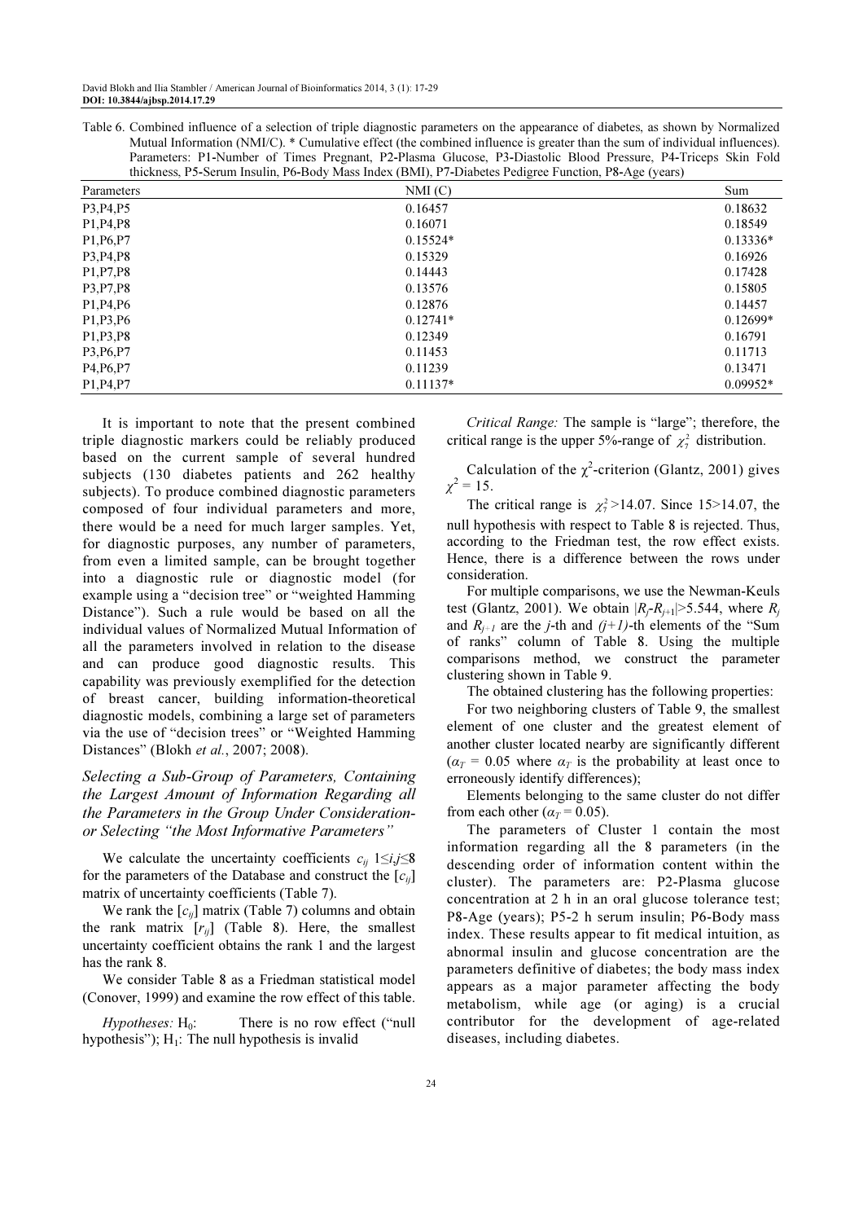Table 6. Combined influence of a selection of triple diagnostic parameters on the appearance of diabetes, as shown by Normalized Mutual Information (NMI/C). * Cumulative effect (the combined influence is greater than the sum of individual influences). Parameters: P1-Number of Times Pregnant, P2-Plasma Glucose, P3-Diastolic Blood Pressure, P4-Triceps Skin Fold thickness, P5-Serum Insulin, P6-Body Mass Index (BMI), P7-Diabetes Pedigree Function, P8-Age (years)

| Parameters | NMI (C) | Sum |
|---|---|---|
| P3,P4,P5 | 0.16457 | 0.18632 |
| P1,P4,P8 | 0.16071 | 0.18549 |
| P1,P6,P7 | 0.15524* | 0.13336* |
| P3,P4,P8 | 0.15329 | 0.16926 |
| P1,P7,P8 | 0.14443 | 0.17428 |
| P3,P7,P8 | 0.13576 | 0.15805 |
| P1,P4,P6 | 0.12876 | 0.14457 |
| P1,P3,P6 | 0.12741* | 0.12699* |
| P1,P3,P8 | 0.12349 | 0.16791 |
| P3,P6,P7 | 0.11453 | 0.11713 |
| P4,P6,P7 | 0.11239 | 0.13471 |
| P1,P4,P7 | 0.11137* | 0.09952* |

It is important to note that the present combined triple diagnostic markers could be reliably produced based on the current sample of several hundred subjects (130 diabetes patients and 262 healthy subjects). To produce combined diagnostic parameters composed of four individual parameters and more, there would be a need for much larger samples. Yet, for diagnostic purposes, any number of parameters, from even a limited sample, can be brought together into a diagnostic rule or diagnostic model (for example using a "decision tree" or "weighted Hamming Distance"). Such a rule would be based on all the individual values of Normalized Mutual Information of all the parameters involved in relation to the disease and can produce good diagnostic results. This capability was previously exemplified for the detection of breast cancer, building information-theoretical diagnostic models, combining a large set of parameters via the use of "decision trees" or "Weighted Hamming Distances" (Blokh *et al.*, 2007; 2008).

### *Selecting a Sub-Group of Parameters, Containing the Largest Amount of Information Regarding all the Parameters in the Group Under Consideration- or Selecting "the Most Informative Parameters"*

We calculate the uncertainty coefficients $c_{ij}$ $1 \le i,j \le 8$ for the parameters of the Database and construct the $[c_{ij}]$ matrix of uncertainty coefficients (Table 7).

We rank the $[c_{ij}]$ matrix (Table 7) columns and obtain the rank matrix $[r_{ij}]$ (Table 8). Here, the smallest uncertainty coefficient obtains the rank 1 and the largest has the rank 8.

We consider Table 8 as a Friedman statistical model (Conover, 1999) and examine the row effect of this table.

*Hypotheses:* $H_0$: There is no row effect ("null hypothesis"); $H_1$: The null hypothesis is invalid

*Critical Range:* The sample is "large"; therefore, the critical range is the upper 5%-range of $\chi^2_7$ distribution.

Calculation of the $\chi^2$-criterion (Glantz, 2001) gives $\chi^2 = 15$.

The critical range is $\chi^2_7 > 14.07$. Since 15>14.07, the null hypothesis with respect to Table 8 is rejected. Thus, according to the Friedman test, the row effect exists. Hence, there is a difference between the rows under consideration.

For multiple comparisons, we use the Newman-Keuls test (Glantz, 2001). We obtain $|R_j - R_{j+1}| > 5.544$, where $R_j$ and $R_{j+1}$ are the $j$-th and $(j+1)$-th elements of the "Sum of ranks" column of Table 8. Using the multiple comparisons method, we construct the parameter clustering shown in Table 9.

The obtained clustering has the following properties:

For two neighboring clusters of Table 9, the smallest element of one cluster and the greatest element of another cluster located nearby are significantly different ($\alpha_T = 0.05$ where $\alpha_T$ is the probability at least once to erroneously identify differences);

Elements belonging to the same cluster do not differ from each other ($\alpha_T = 0.05$).

The parameters of Cluster 1 contain the most information regarding all the 8 parameters (in the descending order of information content within the cluster). The parameters are: P2-Plasma glucose concentration at 2 h in an oral glucose tolerance test; P8-Age (years); P5-2 h serum insulin; P6-Body mass index. These results appear to fit medical intuition, as abnormal insulin and glucose concentration are the parameters definitive of diabetes; the body mass index appears as a major parameter affecting the body metabolism, while age (or aging) is a crucial contributor for the development of age-related diseases, including diabetes.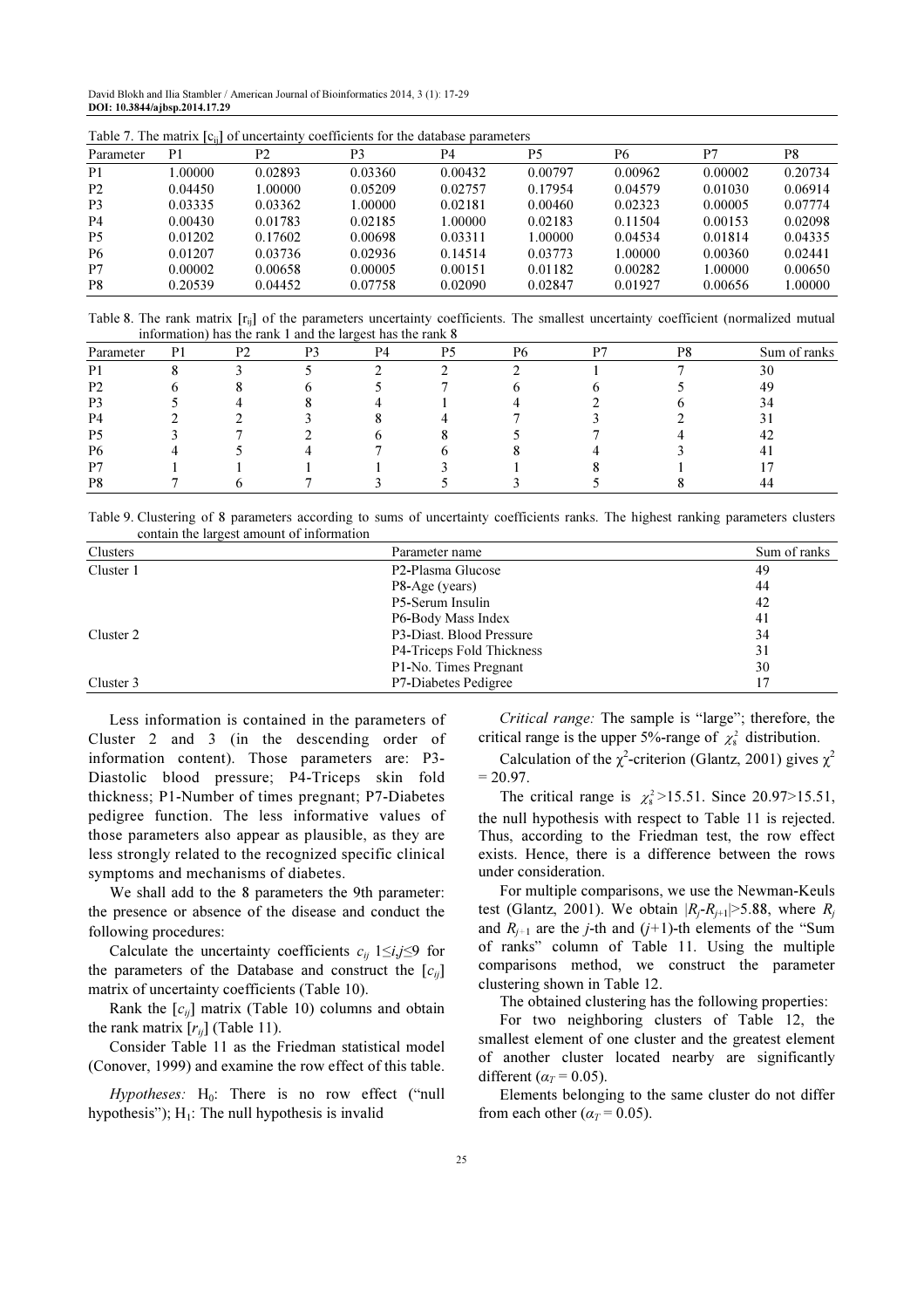Table 7. The matrix $[c_{ij}]$ of uncertainty coefficients for the database parameters

| Parameter | P1 | P2 | P3 | P4 | P5 | P6 | P7 | P8 |
|---|---|---|---|---|---|---|---|---|
| P1 | 1.00000 | 0.02893 | 0.03360 | 0.00432 | 0.00797 | 0.00962 | 0.00002 | 0.20734 |
| P2 | 0.04450 | 1.00000 | 0.05209 | 0.02757 | 0.17954 | 0.04579 | 0.01030 | 0.06914 |
| P3 | 0.03335 | 0.03362 | 1.00000 | 0.02181 | 0.00460 | 0.02323 | 0.00005 | 0.07774 |
| P4 | 0.00430 | 0.01783 | 0.02185 | 1.00000 | 0.02183 | 0.11504 | 0.00153 | 0.02098 |
| P5 | 0.01202 | 0.17602 | 0.00698 | 0.03311 | 1.00000 | 0.04534 | 0.01814 | 0.04335 |
| P6 | 0.01207 | 0.03736 | 0.02936 | 0.14514 | 0.03773 | 1.00000 | 0.00360 | 0.02441 |
| P7 | 0.00002 | 0.00658 | 0.00005 | 0.00151 | 0.01182 | 0.00282 | 1.00000 | 0.00650 |
| P8 | 0.20539 | 0.04452 | 0.07758 | 0.02090 | 0.02847 | 0.01927 | 0.00656 | 1.00000 |

Table 8. The rank matrix $[r_{ij}]$ of the parameters uncertainty coefficients. The smallest uncertainty coefficient (normalized mutual information) has the rank 1 and the largest has the rank 8

| Parameter | P1 | P2 | P3 | P4 | P5 | P6 | P7 | P8 | Sum of ranks |
|---|---|---|---|---|---|---|---|---|---|
| P1 | 8 | 3 | 5 | 2 | 2 | 2 | 1 | 7 | 30 |
| P2 | 6 | 8 | 6 | 5 | 7 | 6 | 6 | 5 | 49 |
| P3 | 5 | 4 | 8 | 4 | 1 | 4 | 2 | 6 | 34 |
| P4 | 2 | 2 | 3 | 8 | 4 | 7 | 3 | 2 | 31 |
| P5 | 3 | 7 | 2 | 6 | 8 | 5 | 7 | 4 | 42 |
| P6 | 4 | 5 | 4 | 7 | 6 | 8 | 4 | 3 | 41 |
| P7 | 1 | 1 | 1 | 1 | 3 | 1 | 8 | 1 | 17 |
| P8 | 7 | 6 | 7 | 3 | 5 | 3 | 5 | 8 | 44 |

Table 9. Clustering of 8 parameters according to sums of uncertainty coefficients ranks. The highest ranking parameters clusters contain the largest amount of information

| Clusters | Parameter name | Sum of ranks |
|---|---|---|
| Cluster 1 | P2-Plasma Glucose | 49 |
| | P8-Age (years) | 44 |
| | P5-Serum Insulin | 42 |
| | P6-Body Mass Index | 41 |
| Cluster 2 | P3-Diast. Blood Pressure | 34 |
| | P4-Triceps Fold Thickness | 31 |
| | P1-No. Times Pregnant | 30 |
| Cluster 3 | P7-Diabetes Pedigree | 17 |

Less information is contained in the parameters of Cluster 2 and 3 (in the descending order of information content). Those parameters are: P3-Diastolic blood pressure; P4-Triceps skin fold thickness; P1-Number of times pregnant; P7-Diabetes pedigree function. The less informative values of those parameters also appear as plausible, as they are less strongly related to the recognized specific clinical symptoms and mechanisms of diabetes.

We shall add to the 8 parameters the 9th parameter: the presence or absence of the disease and conduct the following procedures:

Calculate the uncertainty coefficients $c_{ij}$ $1 \le i,j \le 9$ for the parameters of the Database and construct the $[c_{ij}]$ matrix of uncertainty coefficients (Table 10).

Rank the $[c_{ij}]$ matrix (Table 10) columns and obtain the rank matrix $[r_{ij}]$ (Table 11).

Consider Table 11 as the Friedman statistical model (Conover, 1999) and examine the row effect of this table.

*Hypotheses:* $H_0$: There is no row effect ("null hypothesis"); $H_1$: The null hypothesis is invalid

*Critical range:* The sample is "large"; therefore, the critical range is the upper 5%-range of $\chi_8^2$ distribution.

Calculation of the $\chi^2$-criterion (Glantz, 2001) gives $\chi^2 = 20.97$.

The critical range is $\chi_8^2 > 15.51$. Since 20.97>15.51, the null hypothesis with respect to Table 11 is rejected. Thus, according to the Friedman test, the row effect exists. Hence, there is a difference between the rows under consideration.

For multiple comparisons, we use the Newman-Keuls test (Glantz, 2001). We obtain $|R_j - R_{j+1}| > 5.88$, where $R_j$ and $R_{j+1}$ are the $j$-th and $(j+1)$-th elements of the "Sum of ranks" column of Table 11. Using the multiple comparisons method, we construct the parameter clustering shown in Table 12.

The obtained clustering has the following properties:

For two neighboring clusters of Table 12, the smallest element of one cluster and the greatest element of another cluster located nearby are significantly different ($\alpha_T = 0.05$).

Elements belonging to the same cluster do not differ from each other ($\alpha_T = 0.05$).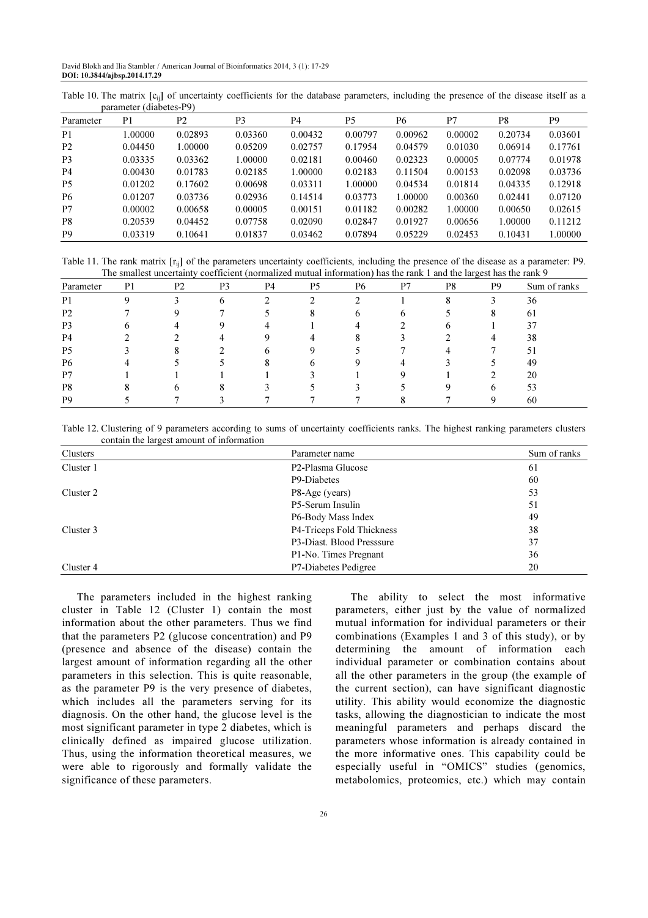Table 10. The matrix $[c_{ij}]$ of uncertainty coefficients for the database parameters, including the presence of the disease itself as a parameter (diabetes-P9)

| Parameter | P1 | P2 | P3 | P4 | P5 | P6 | P7 | P8 | P9 |
|---|---|---|---|---|---|---|---|---|---|
| P1 | 1.00000 | 0.02893 | 0.03360 | 0.00432 | 0.00797 | 0.00962 | 0.00002 | 0.20734 | 0.03601 |
| P2 | 0.04450 | 1.00000 | 0.05209 | 0.02757 | 0.17954 | 0.04579 | 0.01030 | 0.06914 | 0.17761 |
| P3 | 0.03335 | 0.03362 | 1.00000 | 0.02181 | 0.00460 | 0.02323 | 0.00005 | 0.07774 | 0.01978 |
| P4 | 0.00430 | 0.01783 | 0.02185 | 1.00000 | 0.02183 | 0.11504 | 0.00153 | 0.02098 | 0.03736 |
| P5 | 0.01202 | 0.17602 | 0.00698 | 0.03311 | 1.00000 | 0.04534 | 0.01814 | 0.04335 | 0.12918 |
| P6 | 0.01207 | 0.03736 | 0.02936 | 0.14514 | 0.03773 | 1.00000 | 0.00360 | 0.02441 | 0.07120 |
| P7 | 0.00002 | 0.00658 | 0.00005 | 0.00151 | 0.01182 | 0.00282 | 1.00000 | 0.00650 | 0.02615 |
| P8 | 0.20539 | 0.04452 | 0.07758 | 0.02090 | 0.02847 | 0.01927 | 0.00656 | 1.00000 | 0.11212 |
| P9 | 0.03319 | 0.10641 | 0.01837 | 0.03462 | 0.07894 | 0.05229 | 0.02453 | 0.10431 | 1.00000 |

Table 11. The rank matrix $[r_{ij}]$ of the parameters uncertainty coefficients, including the presence of the disease as a parameter: P9. The smallest uncertainty coefficient (normalized mutual information) has the rank 1 and the largest has the rank 9

| Parameter | P1 | P2 | P3 | P4 | P5 | P6 | P7 | P8 | P9 | Sum of ranks |
|---|---|---|---|---|---|---|---|---|---|---|
| P1 | 9 | 3 | 6 | 2 | 2 | 2 | 1 | 8 | 3 | 36 |
| P2 | 7 | 9 | 7 | 5 | 8 | 6 | 6 | 5 | 8 | 61 |
| P3 | 6 | 4 | 9 | 4 | 1 | 4 | 2 | 6 | 1 | 37 |
| P4 | 2 | 2 | 4 | 9 | 4 | 8 | 3 | 2 | 4 | 38 |
| P5 | 3 | 8 | 2 | 6 | 9 | 5 | 7 | 4 | 7 | 51 |
| P6 | 4 | 5 | 5 | 8 | 6 | 9 | 4 | 3 | 5 | 49 |
| P7 | 1 | 1 | 1 | 1 | 3 | 1 | 9 | 1 | 2 | 20 |
| P8 | 8 | 6 | 8 | 3 | 5 | 3 | 5 | 9 | 6 | 53 |
| P9 | 5 | 7 | 3 | 7 | 7 | 7 | 8 | 7 | 9 | 60 |

Table 12. Clustering of 9 parameters according to sums of uncertainty coefficients ranks. The highest ranking parameters clusters contain the largest amount of information

| Clusters | Parameter name | Sum of ranks |
|---|---|---|
| Cluster 1 | P2-Plasma Glucose | 61 |
| | P9-Diabetes | 60 |
| Cluster 2 | P8-Age (years) | 53 |
| | P5-Serum Insulin | 51 |
| | P6-Body Mass Index | 49 |
| Cluster 3 | P4-Triceps Fold Thickness | 38 |
| | P3-Diast. Blood Presssure | 37 |
| | P1-No. Times Pregnant | 36 |
| Cluster 4 | P7-Diabetes Pedigree | 20 |

The parameters included in the highest ranking cluster in Table 12 (Cluster 1) contain the most information about the other parameters. Thus we find that the parameters P2 (glucose concentration) and P9 (presence and absence of the disease) contain the largest amount of information regarding all the other parameters in this selection. This is quite reasonable, as the parameter P9 is the very presence of diabetes, which includes all the parameters serving for its diagnosis. On the other hand, the glucose level is the most significant parameter in type 2 diabetes, which is clinically defined as impaired glucose utilization. Thus, using the information theoretical measures, we were able to rigorously and formally validate the significance of these parameters.

The ability to select the most informative parameters, either just by the value of normalized mutual information for individual parameters or their combinations (Examples 1 and 3 of this study), or by determining the amount of information each individual parameter or combination contains about all the other parameters in the group (the example of the current section), can have significant diagnostic utility. This ability would economize the diagnostic tasks, allowing the diagnostician to indicate the most meaningful parameters and perhaps discard the parameters whose information is already contained in the more informative ones. This capability could be especially useful in "OMICS" studies (genomics, metabolomics, proteomics, etc.) which may contain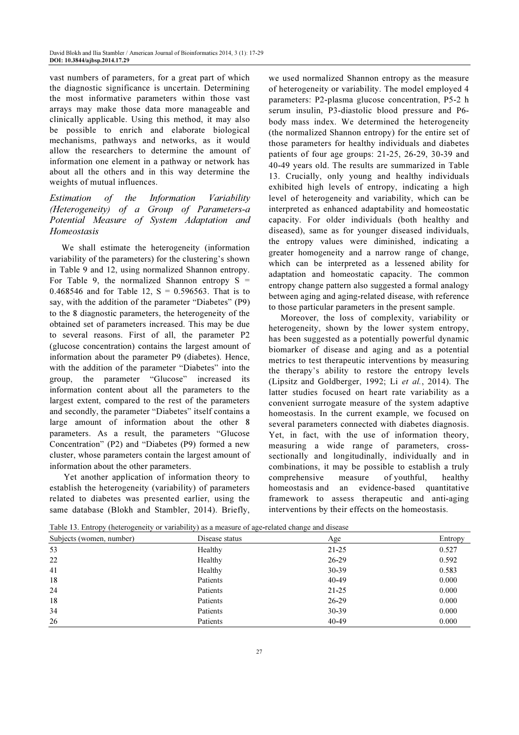vast numbers of parameters, for a great part of which the diagnostic significance is uncertain. Determining the most informative parameters within those vast arrays may make those data more manageable and clinically applicable. Using this method, it may also be possible to enrich and elaborate biological mechanisms, pathways and networks, as it would allow the researchers to determine the amount of information one element in a pathway or network has about all the others and in this way determine the weights of mutual influences.

### *Estimation of the Information Variability (Heterogeneity) of a Group of Parameters-a Potential Measure of System Adaptation and Homeostasis*

We shall estimate the heterogeneity (information variability of the parameters) for the clustering's shown in Table 9 and 12, using normalized Shannon entropy. For Table 9, the normalized Shannon entropy $S = 0.468546$ and for Table 12, $S = 0.596563$. That is to say, with the addition of the parameter "Diabetes" (P9) to the 8 diagnostic parameters, the heterogeneity of the obtained set of parameters increased. This may be due to several reasons. First of all, the parameter P2 (glucose concentration) contains the largest amount of information about the parameter P9 (diabetes). Hence, with the addition of the parameter "Diabetes" into the group, the parameter "Glucose" increased its information content about all the parameters to the largest extent, compared to the rest of the parameters and secondly, the parameter "Diabetes" itself contains a large amount of information about the other 8 parameters. As a result, the parameters "Glucose Concentration" (P2) and "Diabetes (P9) formed a new cluster, whose parameters contain the largest amount of information about the other parameters.

Yet another application of information theory to establish the heterogeneity (variability) of parameters related to diabetes was presented earlier, using the same database (Blokh and Stambler, 2014). Briefly, we used normalized Shannon entropy as the measure of heterogeneity or variability. The model employed 4 parameters: P2-plasma glucose concentration, P5-2 h serum insulin, P3-diastolic blood pressure and P6-body mass index. We determined the heterogeneity (the normalized Shannon entropy) for the entire set of those parameters for healthy individuals and diabetes patients of four age groups: 21-25, 26-29, 30-39 and 40-49 years old. The results are summarized in Table 13. Crucially, only young and healthy individuals exhibited high levels of entropy, indicating a high level of heterogeneity and variability, which can be interpreted as enhanced adaptability and homeostatic capacity. For older individuals (both healthy and diseased), same as for younger diseased individuals, the entropy values were diminished, indicating a greater homogeneity and a narrow range of change, which can be interpreted as a lessened ability for adaptation and homeostatic capacity. The common entropy change pattern also suggested a formal analogy between aging and aging-related disease, with reference to those particular parameters in the present sample.

Moreover, the loss of complexity, variability or heterogeneity, shown by the lower system entropy, has been suggested as a potentially powerful dynamic biomarker of disease and aging and as a potential metrics to test therapeutic interventions by measuring the therapy's ability to restore the entropy levels (Lipsitz and Goldberger, 1992; Li *et al.*, 2014). The latter studies focused on heart rate variability as a convenient surrogate measure of the system adaptive homeostasis. In the current example, we focused on several parameters connected with diabetes diagnosis. Yet, in fact, with the use of information theory, measuring a wide range of parameters, cross-sectionally and longitudinally, individually and in combinations, it may be possible to establish a truly comprehensive measure of youthful, healthy homeostasis and an evidence-based quantitative framework to assess therapeutic and anti-aging interventions by their effects on the homeostasis.

Table 13. Entropy (heterogeneity or variability) as a measure of age-related change and disease

| Subjects (women, number) | Disease status | Age | Entropy |
|---|---|---|---|
| 53 | Healthy | 21-25 | 0.527 |
| 22 | Healthy | 26-29 | 0.592 |
| 41 | Healthy | 30-39 | 0.583 |
| 18 | Patients | 40-49 | 0.000 |
| 24 | Patients | 21-25 | 0.000 |
| 18 | Patients | 26-29 | 0.000 |
| 34 | Patients | 30-39 | 0.000 |
| 26 | Patients | 40-49 | 0.000 |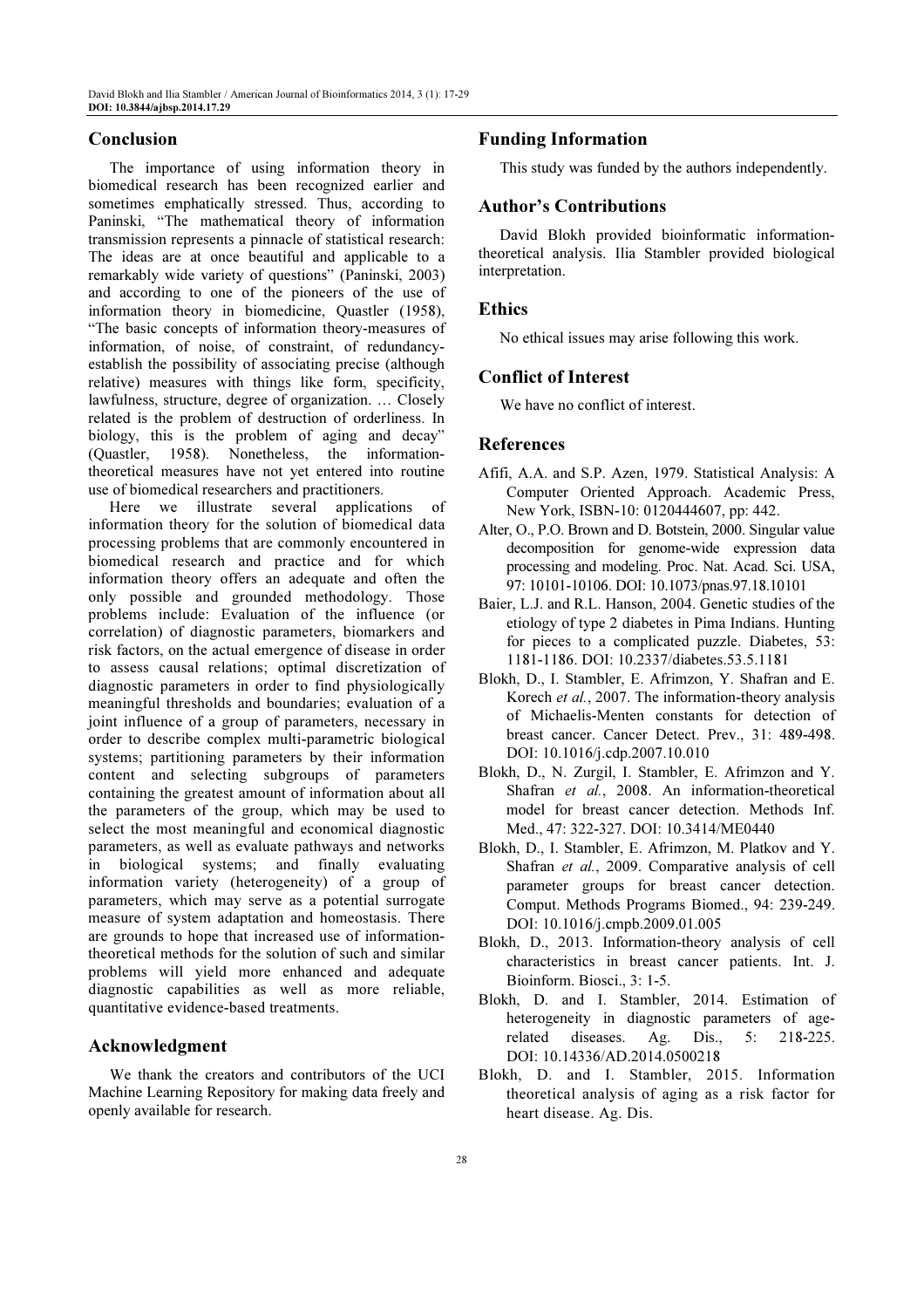## Conclusion

The importance of using information theory in biomedical research has been recognized earlier and sometimes emphatically stressed. Thus, according to Paninski, "The mathematical theory of information transmission represents a pinnacle of statistical research: The ideas are at once beautiful and applicable to a remarkably wide variety of questions" (Paninski, 2003) and according to one of the pioneers of the use of information theory in biomedicine, Quastler (1958), "The basic concepts of information theory-measures of information, of noise, of constraint, of redundancy-establish the possibility of associating precise (although relative) measures with things like form, specificity, lawfulness, structure, degree of organization. … Closely related is the problem of destruction of orderliness. In biology, this is the problem of aging and decay" (Quastler, 1958). Nonetheless, the information-theoretical measures have not yet entered into routine use of biomedical researchers and practitioners.

Here we illustrate several applications of information theory for the solution of biomedical data processing problems that are commonly encountered in biomedical research and practice and for which information theory offers an adequate and often the only possible and grounded methodology. Those problems include: Evaluation of the influence (or correlation) of diagnostic parameters, biomarkers and risk factors, on the actual emergence of disease in order to assess causal relations; optimal discretization of diagnostic parameters in order to find physiologically meaningful thresholds and boundaries; evaluation of a joint influence of a group of parameters, necessary in order to describe complex multi-parametric biological systems; partitioning parameters by their information content and selecting subgroups of parameters containing the greatest amount of information about all the parameters of the group, which may be used to select the most meaningful and economical diagnostic parameters, as well as evaluate pathways and networks in biological systems; and finally evaluating information variety (heterogeneity) of a group of parameters, which may serve as a potential surrogate measure of system adaptation and homeostasis. There are grounds to hope that increased use of information-theoretical methods for the solution of such and similar problems will yield more enhanced and adequate diagnostic capabilities as well as more reliable, quantitative evidence-based treatments.

## Acknowledgment

We thank the creators and contributors of the UCI Machine Learning Repository for making data freely and openly available for research.

## Funding Information

This study was funded by the authors independently.

## Author's Contributions

David Blokh provided bioinformatic information-theoretical analysis. Ilia Stambler provided biological interpretation.

## Ethics

No ethical issues may arise following this work.

## Conflict of Interest

We have no conflict of interest.

## References

Afifi, A.A. and S.P. Azen, 1979. Statistical Analysis: A Computer Oriented Approach. Academic Press, New York, ISBN-10: 0120444607, pp: 442.

Alter, O., P.O. Brown and D. Botstein, 2000. Singular value decomposition for genome-wide expression data processing and modeling. Proc. Nat. Acad. Sci. USA, 97: 10101-10106. DOI: 10.1073/pnas.97.18.10101

Baier, L.J. and R.L. Hanson, 2004. Genetic studies of the etiology of type 2 diabetes in Pima Indians. Hunting for pieces to a complicated puzzle. Diabetes, 53: 1181-1186. DOI: 10.2337/diabetes.53.5.1181

Blokh, D., I. Stambler, E. Afrimzon, Y. Shafran and E. Korech *et al.*, 2007. The information-theory analysis of Michaelis-Menten constants for detection of breast cancer. Cancer Detect. Prev., 31: 489-498. DOI: 10.1016/j.cdp.2007.10.010

Blokh, D., N. Zurgil, I. Stambler, E. Afrimzon and Y. Shafran *et al.*, 2008. An information-theoretical model for breast cancer detection. Methods Inf. Med., 47: 322-327. DOI: 10.3414/ME0440

Blokh, D., I. Stambler, E. Afrimzon, M. Platkov and Y. Shafran *et al.*, 2009. Comparative analysis of cell parameter groups for breast cancer detection. Comput. Methods Programs Biomed., 94: 239-249. DOI: 10.1016/j.cmpb.2009.01.005

Blokh, D., 2013. Information-theory analysis of cell characteristics in breast cancer patients. Int. J. Bioinform. Biosci., 3: 1-5.

Blokh, D. and I. Stambler, 2014. Estimation of heterogeneity in diagnostic parameters of age-related diseases. Ag. Dis., 5: 218-225. DOI: 10.14336/AD.2014.0500218

Blokh, D. and I. Stambler, 2015. Information theoretical analysis of aging as a risk factor for heart disease. Ag. Dis.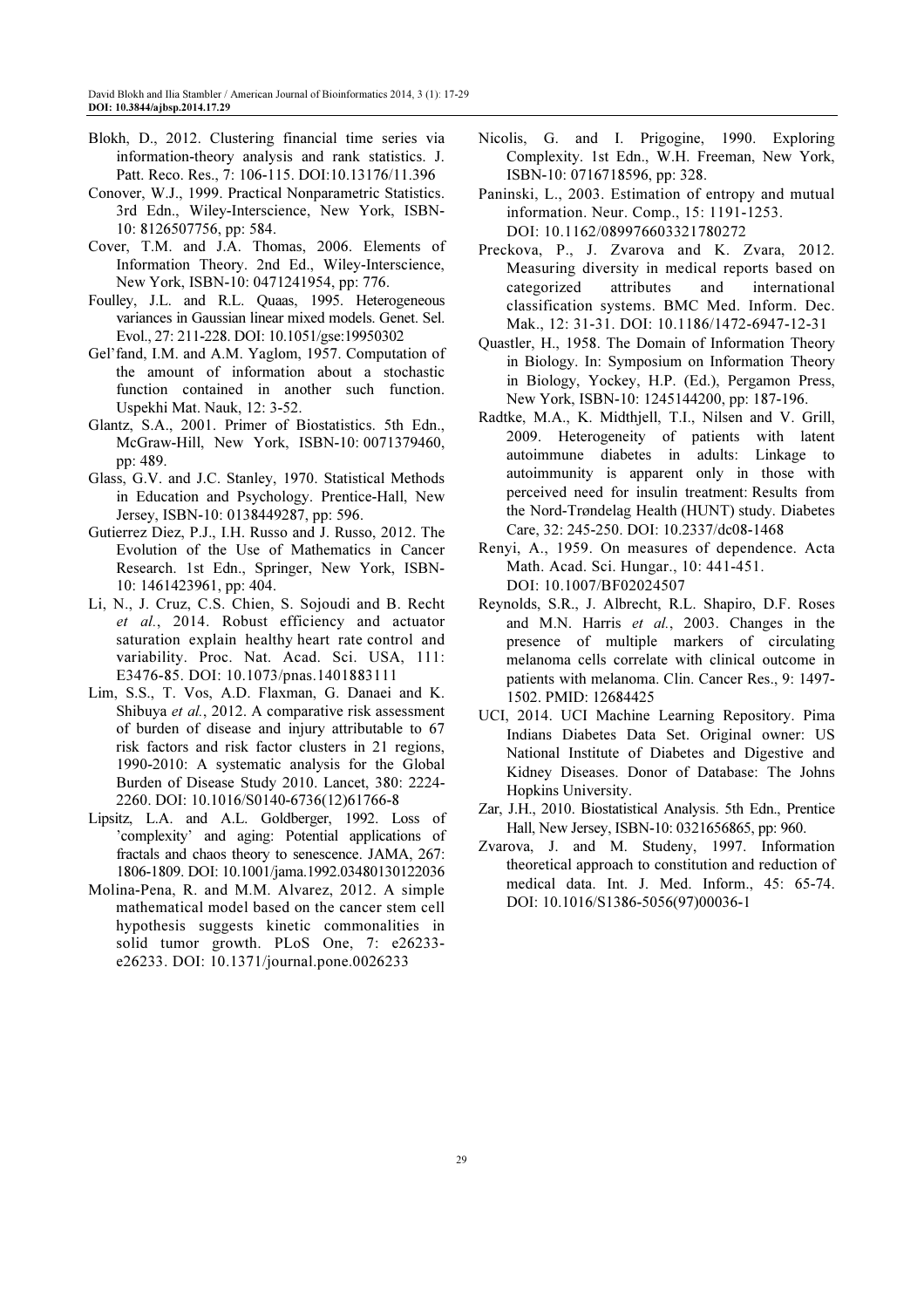Blokh, D., 2012. Clustering financial time series via information-theory analysis and rank statistics. J. Patt. Reco. Res., 7: 106-115. DOI:10.13176/11.396

Conover, W.J., 1999. Practical Nonparametric Statistics. 3rd Edn., Wiley-Interscience, New York, ISBN-10: 8126507756, pp: 584.

Cover, T.M. and J.A. Thomas, 2006. Elements of Information Theory. 2nd Ed., Wiley-Interscience, New York, ISBN-10: 0471241954, pp: 776.

Foulley, J.L. and R.L. Quaas, 1995. Heterogeneous variances in Gaussian linear mixed models. Genet. Sel. Evol., 27: 211-228. DOI: 10.1051/gse:19950302

Gel'fand, I.M. and A.M. Yaglom, 1957. Computation of the amount of information about a stochastic function contained in another such function. Uspekhi Mat. Nauk, 12: 3-52.

Glantz, S.A., 2001. Primer of Biostatistics. 5th Edn., McGraw-Hill, New York, ISBN-10: 0071379460, pp: 489.

Glass, G.V. and J.C. Stanley, 1970. Statistical Methods in Education and Psychology. Prentice-Hall, New Jersey, ISBN-10: 0138449287, pp: 596.

Gutierrez Diez, P.J., I.H. Russo and J. Russo, 2012. The Evolution of the Use of Mathematics in Cancer Research. 1st Edn., Springer, New York, ISBN-10: 1461423961, pp: 404.

Li, N., J. Cruz, C.S. Chien, S. Sojoudi and B. Recht *et al.*, 2014. Robust efficiency and actuator saturation explain healthy heart rate control and variability. Proc. Nat. Acad. Sci. USA, 111: E3476-85. DOI: 10.1073/pnas.1401883111

Lim, S.S., T. Vos, A.D. Flaxman, G. Danaei and K. Shibuya *et al.*, 2012. A comparative risk assessment of burden of disease and injury attributable to 67 risk factors and risk factor clusters in 21 regions, 1990-2010: A systematic analysis for the Global Burden of Disease Study 2010. Lancet, 380: 2224-2260. DOI: 10.1016/S0140-6736(12)61766-8

Lipsitz, L.A. and A.L. Goldberger, 1992. Loss of 'complexity' and aging: Potential applications of fractals and chaos theory to senescence. JAMA, 267: 1806-1809. DOI: 10.1001/jama.1992.03480130122036

Molina-Pena, R. and M.M. Alvarez, 2012. A simple mathematical model based on the cancer stem cell hypothesis suggests kinetic commonalities in solid tumor growth. PLoS One, 7: e26233-e26233. DOI: 10.1371/journal.pone.0026233

Nicolis, G. and I. Prigogine, 1990. Exploring Complexity. 1st Edn., W.H. Freeman, New York, ISBN-10: 0716718596, pp: 328.

Paninski, L., 2003. Estimation of entropy and mutual information. Neur. Comp., 15: 1191-1253. DOI: 10.1162/089976603321780272

Preckova, P., J. Zvarova and K. Zvara, 2012. Measuring diversity in medical reports based on categorized attributes and international classification systems. BMC Med. Inform. Dec. Mak., 12: 31-31. DOI: 10.1186/1472-6947-12-31

Quastler, H., 1958. The Domain of Information Theory in Biology. In: Symposium on Information Theory in Biology, Yockey, H.P. (Ed.), Pergamon Press, New York, ISBN-10: 1245144200, pp: 187-196.

Radtke, M.A., K. Midthjell, T.I., Nilsen and V. Grill, 2009. Heterogeneity of patients with latent autoimmune diabetes in adults: Linkage to autoimmunity is apparent only in those with perceived need for insulin treatment: Results from the Nord-Trøndelag Health (HUNT) study. Diabetes Care, 32: 245-250. DOI: 10.2337/dc08-1468

Renyi, A., 1959. On measures of dependence. Acta Math. Acad. Sci. Hungar., 10: 441-451. DOI: 10.1007/BF02024507

Reynolds, S.R., J. Albrecht, R.L. Shapiro, D.F. Roses and M.N. Harris *et al.*, 2003. Changes in the presence of multiple markers of circulating melanoma cells correlate with clinical outcome in patients with melanoma. Clin. Cancer Res., 9: 1497-1502. PMID: 12684425

UCI, 2014. UCI Machine Learning Repository. Pima Indians Diabetes Data Set. Original owner: US National Institute of Diabetes and Digestive and Kidney Diseases. Donor of Database: The Johns Hopkins University.

Zar, J.H., 2010. Biostatistical Analysis. 5th Edn., Prentice Hall, New Jersey, ISBN-10: 0321656865, pp: 960.

Zvarova, J. and M. Studeny, 1997. Information theoretical approach to constitution and reduction of medical data. Int. J. Med. Inform., 45: 65-74. DOI: 10.1016/S1386-5056(97)00036-1